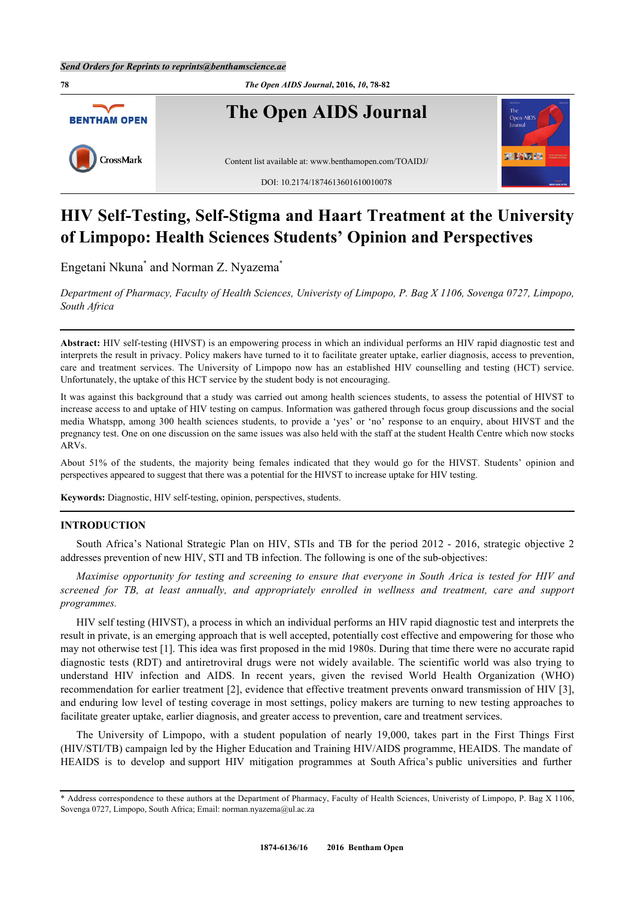# HIV Self-Testing, Self-Stigma and Haart Treatment at the University of Limpopo: Health Sciences Students' Opinion and Perspectives

Engetani Nkuna[*] and Norman Z. Nyazema[*]

*Department of Pharmacy, Faculty of Health Sciences, Univeristy of Limpopo, P. Bag X 1106, Sovenga 0727, Limpopo, South Africa*

**Abstract:** HIV self-testing (HIVST) is an empowering process in which an individual performs an HIV rapid diagnostic test and interprets the result in privacy. Policy makers have turned to it to facilitate greater uptake, earlier diagnosis, access to prevention, care and treatment services. The University of Limpopo now has an established HIV counselling and testing (HCT) service. Unfortunately, the uptake of this HCT service by the student body is not encouraging.

It was against this background that a study was carried out among health sciences students, to assess the potential of HIVST to increase access to and uptake of HIV testing on campus. Information was gathered through focus group discussions and the social media Whatspp, among 300 health sciences students, to provide a 'yes' or 'no' response to an enquiry, about HIVST and the pregnancy test. One on one discussion on the same issues was also held with the staff at the student Health Centre which now stocks ARVs.

About 51% of the students, the majority being females indicated that they would go for the HIVST. Students' opinion and perspectives appeared to suggest that there was a potential for the HIVST to increase uptake for HIV testing.

**Keywords:** Diagnostic, HIV self-testing, opinion, perspectives, students.

## INTRODUCTION

South Africa's National Strategic Plan on HIV, STIs and TB for the period 2012 - 2016, strategic objective 2 addresses prevention of new HIV, STI and TB infection. The following is one of the sub-objectives:

*Maximise opportunity for testing and screening to ensure that everyone in South Arica is tested for HIV and screened for TB, at least annually, and appropriately enrolled in wellness and treatment, care and support programmes.*

HIV self testing (HIVST), a process in which an individual performs an HIV rapid diagnostic test and interprets the result in private, is an emerging approach that is well accepted, potentially cost effective and empowering for those who may not otherwise test [1]. This idea was first proposed in the mid 1980s. During that time there were no accurate rapid diagnostic tests (RDT) and antiretroviral drugs were not widely available. The scientific world was also trying to understand HIV infection and AIDS. In recent years, given the revised World Health Organization (WHO) recommendation for earlier treatment [2], evidence that effective treatment prevents onward transmission of HIV [3], and enduring low level of testing coverage in most settings, policy makers are turning to new testing approaches to facilitate greater uptake, earlier diagnosis, and greater access to prevention, care and treatment services.

The University of Limpopo, with a student population of nearly 19,000, takes part in the First Things First (HIV/STI/TB) campaign led by the Higher Education and Training HIV/AIDS programme, HEAIDS. The mandate of HEAIDS is to develop and support HIV mitigation programmes at South Africa's public universities and further

---

\* Address correspondence to these authors at the Department of Pharmacy, Faculty of Health Sciences, Univeristy of Limpopo, P. Bag X 1106, Sovenga 0727, Limpopo, South Africa; Email: norman.nyazema@ul.ac.za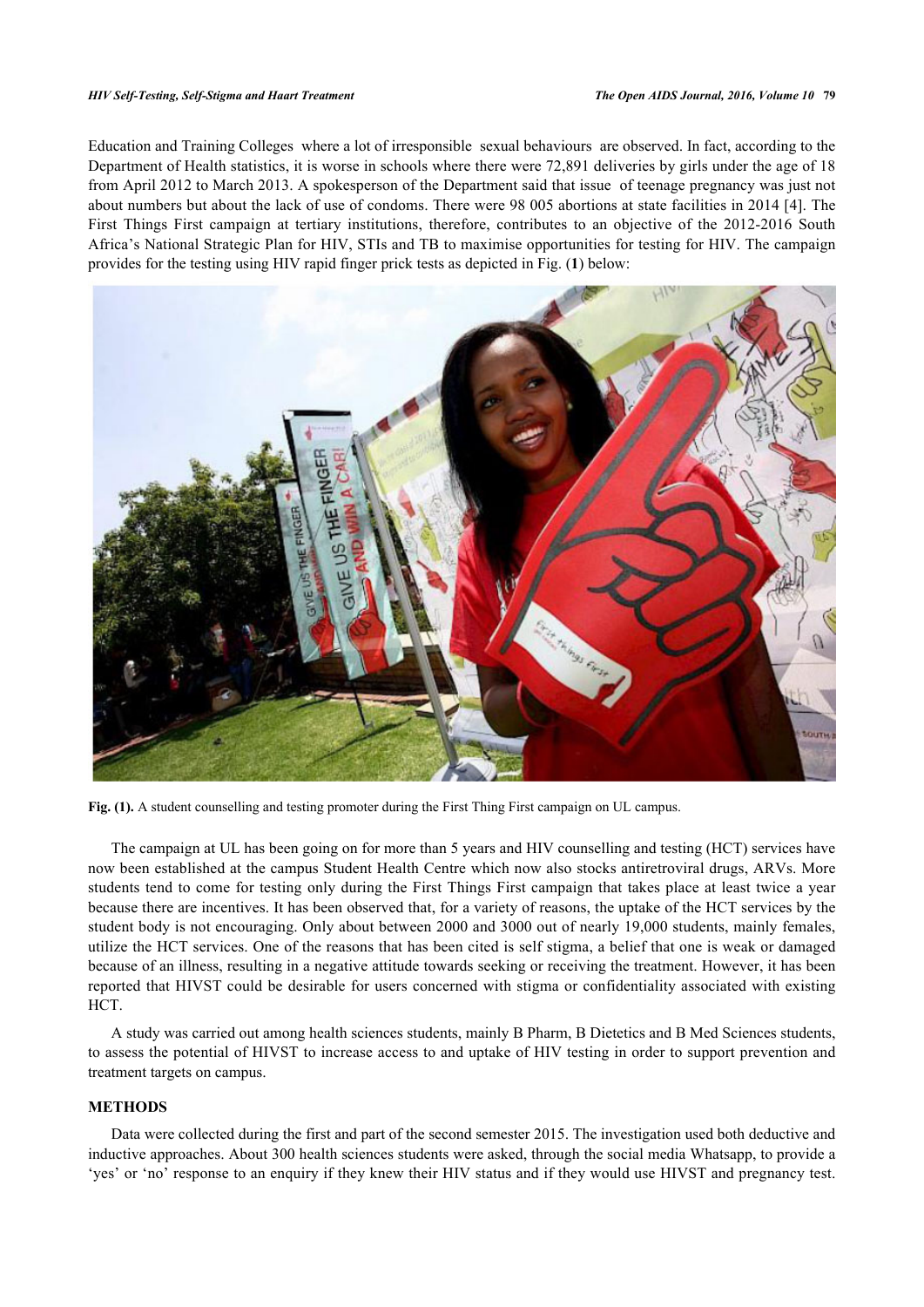Education and Training Colleges where a lot of irresponsible sexual behaviours are observed. In fact, according to the Department of Health statistics, it is worse in schools where there were 72,891 deliveries by girls under the age of 18 from April 2012 to March 2013. A spokesperson of the Department said that issue of teenage pregnancy was just not about numbers but about the lack of use of condoms. There were 98 005 abortions at state facilities in 2014 [4]. The First Things First campaign at tertiary institutions, therefore, contributes to an objective of the 2012-2016 South Africa's National Strategic Plan for HIV, STIs and TB to maximise opportunities for testing for HIV. The campaign provides for the testing using HIV rapid finger prick tests as depicted in Fig. (**1**) below:

**Fig. (1).** A student counselling and testing promoter during the First Thing First campaign on UL campus.

The campaign at UL has been going on for more than 5 years and HIV counselling and testing (HCT) services have now been established at the campus Student Health Centre which now also stocks antiretroviral drugs, ARVs. More students tend to come for testing only during the First Things First campaign that takes place at least twice a year because there are incentives. It has been observed that, for a variety of reasons, the uptake of the HCT services by the student body is not encouraging. Only about between 2000 and 3000 out of nearly 19,000 students, mainly females, utilize the HCT services. One of the reasons that has been cited is self stigma, a belief that one is weak or damaged because of an illness, resulting in a negative attitude towards seeking or receiving the treatment. However, it has been reported that HIVST could be desirable for users concerned with stigma or confidentiality associated with existing HCT.

A study was carried out among health sciences students, mainly B Pharm, B Dietetics and B Med Sciences students, to assess the potential of HIVST to increase access to and uptake of HIV testing in order to support prevention and treatment targets on campus.

## METHODS

Data were collected during the first and part of the second semester 2015. The investigation used both deductive and inductive approaches. About 300 health sciences students were asked, through the social media Whatsapp, to provide a 'yes' or 'no' response to an enquiry if they knew their HIV status and if they would use HIVST and pregnancy test.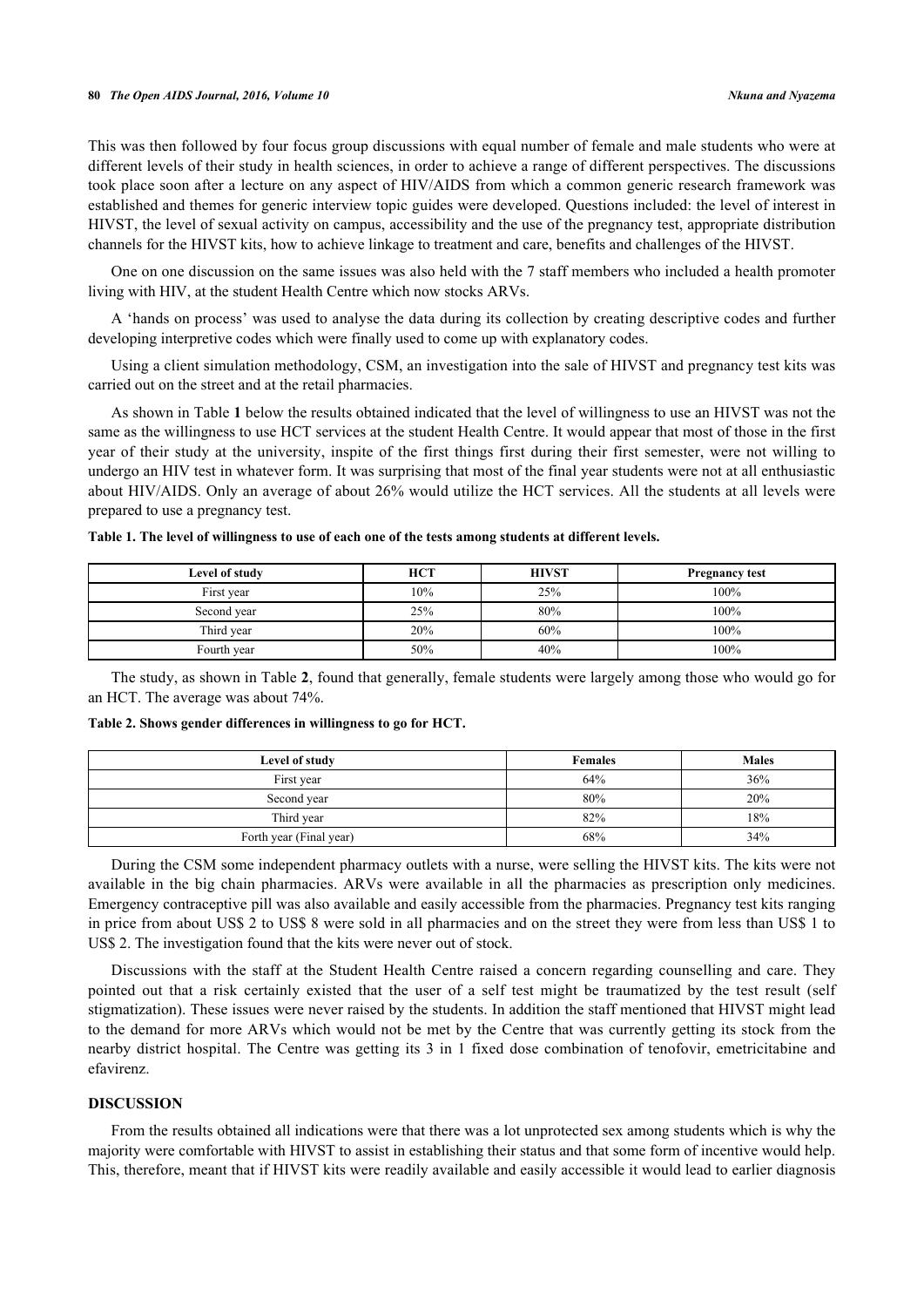This was then followed by four focus group discussions with equal number of female and male students who were at different levels of their study in health sciences, in order to achieve a range of different perspectives. The discussions took place soon after a lecture on any aspect of HIV/AIDS from which a common generic research framework was established and themes for generic interview topic guides were developed. Questions included: the level of interest in HIVST, the level of sexual activity on campus, accessibility and the use of the pregnancy test, appropriate distribution channels for the HIVST kits, how to achieve linkage to treatment and care, benefits and challenges of the HIVST.

One on one discussion on the same issues was also held with the 7 staff members who included a health promoter living with HIV, at the student Health Centre which now stocks ARVs.

A 'hands on process' was used to analyse the data during its collection by creating descriptive codes and further developing interpretive codes which were finally used to come up with explanatory codes.

Using a client simulation methodology, CSM, an investigation into the sale of HIVST and pregnancy test kits was carried out on the street and at the retail pharmacies.

As shown in Table **1** below the results obtained indicated that the level of willingness to use an HIVST was not the same as the willingness to use HCT services at the student Health Centre. It would appear that most of those in the first year of their study at the university, inspite of the first things first during their first semester, were not willing to undergo an HIV test in whatever form. It was surprising that most of the final year students were not at all enthusiastic about HIV/AIDS. Only an average of about 26% would utilize the HCT services. All the students at all levels were prepared to use a pregnancy test.

**Table 1. The level of willingness to use of each one of the tests among students at different levels.**

| Level of study | HCT | HIVST | Pregnancy test |
|---|---|---|---|
| First year | 10% | 25% | 100% |
| Second year | 25% | 80% | 100% |
| Third year | 20% | 60% | 100% |
| Fourth year | 50% | 40% | 100% |

The study, as shown in Table **2**, found that generally, female students were largely among those who would go for an HCT. The average was about 74%.

**Table 2. Shows gender differences in willingness to go for HCT.**

| Level of study | Females | Males |
|---|---|---|
| First year | 64% | 36% |
| Second year | 80% | 20% |
| Third year | 82% | 18% |
| Forth year (Final year) | 68% | 34% |

During the CSM some independent pharmacy outlets with a nurse, were selling the HIVST kits. The kits were not available in the big chain pharmacies. ARVs were available in all the pharmacies as prescription only medicines. Emergency contraceptive pill was also available and easily accessible from the pharmacies. Pregnancy test kits ranging in price from about US$ 2 to US$ 8 were sold in all pharmacies and on the street they were from less than US$ 1 to US$ 2. The investigation found that the kits were never out of stock.

Discussions with the staff at the Student Health Centre raised a concern regarding counselling and care. They pointed out that a risk certainly existed that the user of a self test might be traumatized by the test result (self stigmatization). These issues were never raised by the students. In addition the staff mentioned that HIVST might lead to the demand for more ARVs which would not be met by the Centre that was currently getting its stock from the nearby district hospital. The Centre was getting its 3 in 1 fixed dose combination of tenofovir, emetricitabine and efavirenz.

## DISCUSSION

From the results obtained all indications were that there was a lot unprotected sex among students which is why the majority were comfortable with HIVST to assist in establishing their status and that some form of incentive would help. This, therefore, meant that if HIVST kits were readily available and easily accessible it would lead to earlier diagnosis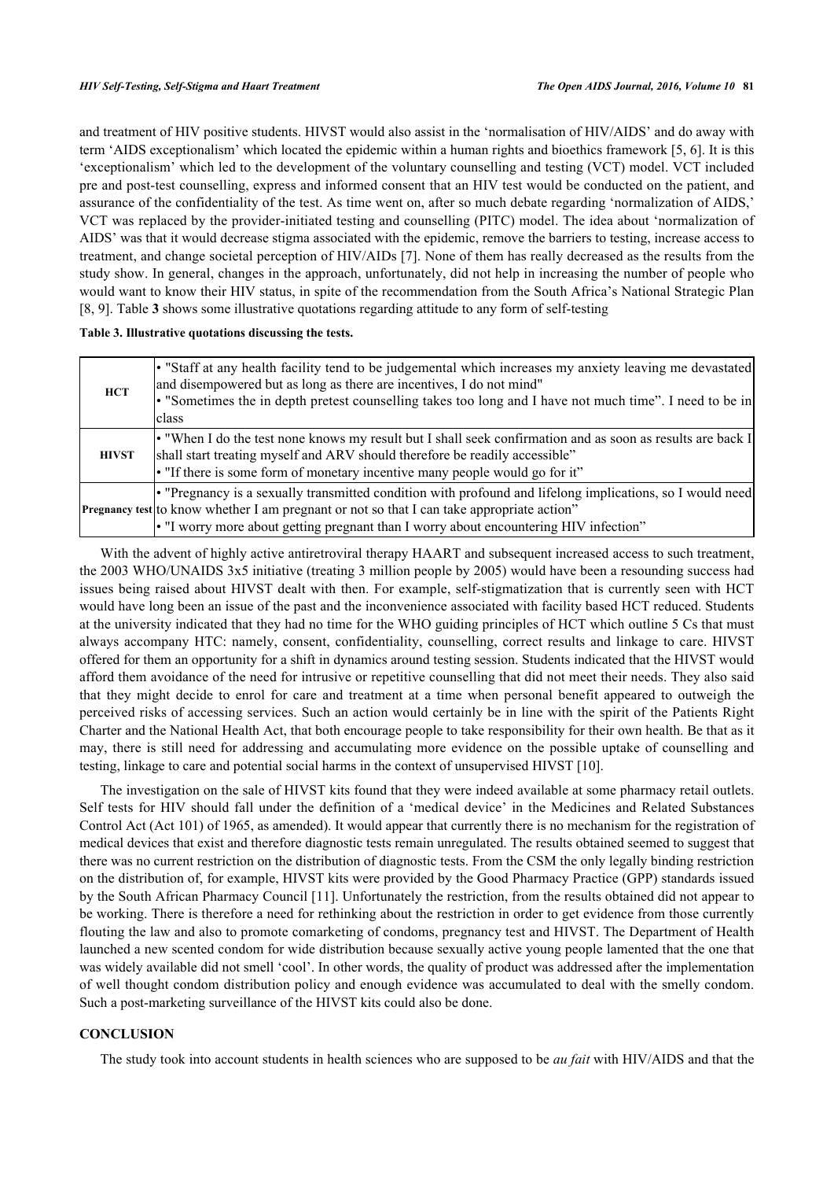and treatment of HIV positive students. HIVST would also assist in the 'normalisation of HIV/AIDS' and do away with term 'AIDS exceptionalism' which located the epidemic within a human rights and bioethics framework [5, 6]. It is this 'exceptionalism' which led to the development of the voluntary counselling and testing (VCT) model. VCT included pre and post-test counselling, express and informed consent that an HIV test would be conducted on the patient, and assurance of the confidentiality of the test. As time went on, after so much debate regarding 'normalization of AIDS,' VCT was replaced by the provider-initiated testing and counselling (PITC) model. The idea about 'normalization of AIDS' was that it would decrease stigma associated with the epidemic, remove the barriers to testing, increase access to treatment, and change societal perception of HIV/AIDs [7]. None of them has really decreased as the results from the study show. In general, changes in the approach, unfortunately, did not help in increasing the number of people who would want to know their HIV status, in spite of the recommendation from the South Africa's National Strategic Plan [8, 9]. Table **3** shows some illustrative quotations regarding attitude to any form of self-testing

**Table 3. Illustrative quotations discussing the tests.**

| | |
|---|---|
| **HCT** | • "Staff at any health facility tend to be judgemental which increases my anxiety leaving me devastated and disempowered but as long as there are incentives, I do not mind"<br>• "Sometimes the in depth pretest counselling takes too long and I have not much time". I need to be in class |
| **HIVST** | • "When I do the test none knows my result but I shall seek confirmation and as soon as results are back I shall start treating myself and ARV should therefore be readily accessible"<br>• "If there is some form of monetary incentive many people would go for it" |
| **Pregnancy test** | • "Pregnancy is a sexually transmitted condition with profound and lifelong implications, so I would need to know whether I am pregnant or not so that I can take appropriate action"<br>• "I worry more about getting pregnant than I worry about encountering HIV infection" |

With the advent of highly active antiretroviral therapy HAART and subsequent increased access to such treatment, the 2003 WHO/UNAIDS 3x5 initiative (treating 3 million people by 2005) would have been a resounding success had issues being raised about HIVST dealt with then. For example, self-stigmatization that is currently seen with HCT would have long been an issue of the past and the inconvenience associated with facility based HCT reduced. Students at the university indicated that they had no time for the WHO guiding principles of HCT which outline 5 Cs that must always accompany HTC: namely, consent, confidentiality, counselling, correct results and linkage to care. HIVST offered for them an opportunity for a shift in dynamics around testing session. Students indicated that the HIVST would afford them avoidance of the need for intrusive or repetitive counselling that did not meet their needs. They also said that they might decide to enrol for care and treatment at a time when personal benefit appeared to outweigh the perceived risks of accessing services. Such an action would certainly be in line with the spirit of the Patients Right Charter and the National Health Act, that both encourage people to take responsibility for their own health. Be that as it may, there is still need for addressing and accumulating more evidence on the possible uptake of counselling and testing, linkage to care and potential social harms in the context of unsupervised HIVST [10].

The investigation on the sale of HIVST kits found that they were indeed available at some pharmacy retail outlets. Self tests for HIV should fall under the definition of a 'medical device' in the Medicines and Related Substances Control Act (Act 101) of 1965, as amended). It would appear that currently there is no mechanism for the registration of medical devices that exist and therefore diagnostic tests remain unregulated. The results obtained seemed to suggest that there was no current restriction on the distribution of diagnostic tests. From the CSM the only legally binding restriction on the distribution of, for example, HIVST kits were provided by the Good Pharmacy Practice (GPP) standards issued by the South African Pharmacy Council [11]. Unfortunately the restriction, from the results obtained did not appear to be working. There is therefore a need for rethinking about the restriction in order to get evidence from those currently flouting the law and also to promote comarketing of condoms, pregnancy test and HIVST. The Department of Health launched a new scented condom for wide distribution because sexually active young people lamented that the one that was widely available did not smell 'cool'. In other words, the quality of product was addressed after the implementation of well thought condom distribution policy and enough evidence was accumulated to deal with the smelly condom. Such a post-marketing surveillance of the HIVST kits could also be done.

## CONCLUSION

The study took into account students in health sciences who are supposed to be *au fait* with HIV/AIDS and that the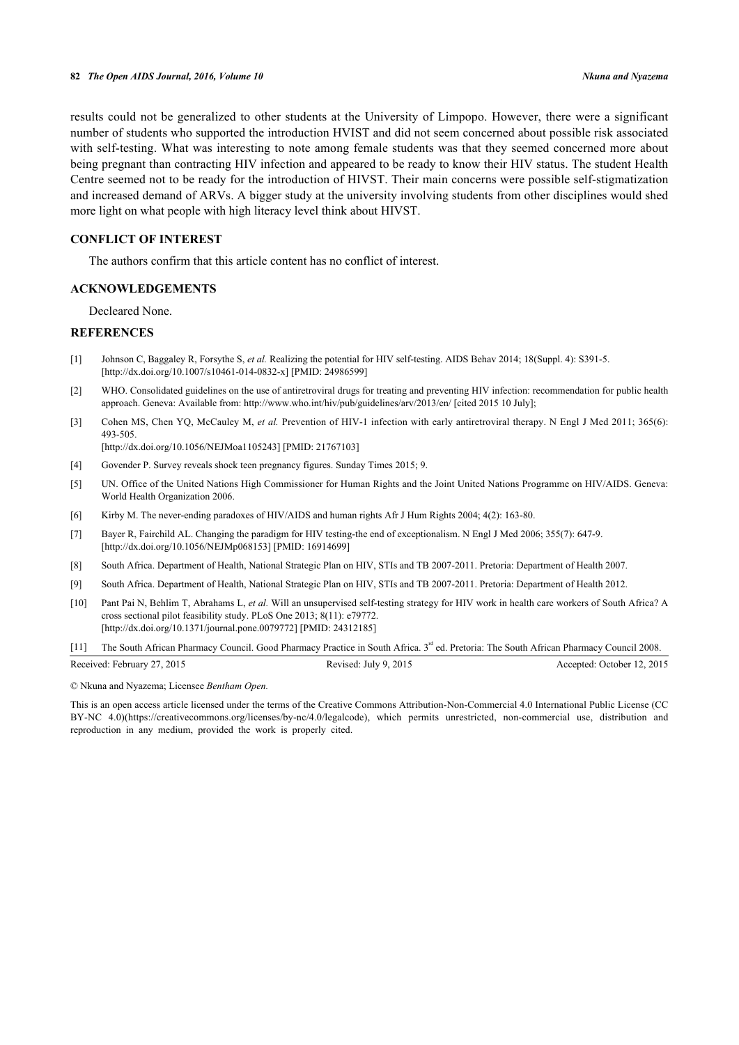results could not be generalized to other students at the University of Limpopo. However, there were a significant number of students who supported the introduction HVIST and did not seem concerned about possible risk associated with self-testing. What was interesting to note among female students was that they seemed concerned more about being pregnant than contracting HIV infection and appeared to be ready to know their HIV status. The student Health Centre seemed not to be ready for the introduction of HIVST. Their main concerns were possible self-stigmatization and increased demand of ARVs. A bigger study at the university involving students from other disciplines would shed more light on what people with high literacy level think about HIVST.

## CONFLICT OF INTEREST

The authors confirm that this article content has no conflict of interest.

## ACKNOWLEDGEMENTS

Decleared None.

## REFERENCES

[1] Johnson C, Baggaley R, Forsythe S, *et al.* Realizing the potential for HIV self-testing. AIDS Behav 2014; 18(Suppl. 4): S391-5. [http://dx.doi.org/10.1007/s10461-014-0832-x] [PMID: 24986599]

[2] WHO. Consolidated guidelines on the use of antiretroviral drugs for treating and preventing HIV infection: recommendation for public health approach. Geneva: Available from: http://www.who.int/hiv/pub/guidelines/arv/2013/en/ [cited 2015 10 July];

[3] Cohen MS, Chen YQ, McCauley M, *et al.* Prevention of HIV-1 infection with early antiretroviral therapy. N Engl J Med 2011; 365(6): 493-505. [http://dx.doi.org/10.1056/NEJMoa1105243] [PMID: 21767103]

[4] Govender P. Survey reveals shock teen pregnancy figures. Sunday Times 2015; 9.

[5] UN. Office of the United Nations High Commissioner for Human Rights and the Joint United Nations Programme on HIV/AIDS. Geneva: World Health Organization 2006.

[6] Kirby M. The never-ending paradoxes of HIV/AIDS and human rights Afr J Hum Rights 2004; 4(2): 163-80.

[7] Bayer R, Fairchild AL. Changing the paradigm for HIV testing-the end of exceptionalism. N Engl J Med 2006; 355(7): 647-9. [http://dx.doi.org/10.1056/NEJMp068153] [PMID: 16914699]

[8] South Africa. Department of Health, National Strategic Plan on HIV, STIs and TB 2007-2011. Pretoria: Department of Health 2007.

[9] South Africa. Department of Health, National Strategic Plan on HIV, STIs and TB 2007-2011. Pretoria: Department of Health 2012.

[10] Pant Pai N, Behlim T, Abrahams L, *et al.* Will an unsupervised self-testing strategy for HIV work in health care workers of South Africa? A cross sectional pilot feasibility study. PLoS One 2013; 8(11): e79772. [http://dx.doi.org/10.1371/journal.pone.0079772] [PMID: 24312185]

[11] The South African Pharmacy Council. Good Pharmacy Practice in South Africa. 3rd ed. Pretoria: The South African Pharmacy Council 2008.

Received: February 27, 2015 Revised: July 9, 2015 Accepted: October 12, 2015

© Nkuna and Nyazema; Licensee *Bentham Open.*

This is an open access article licensed under the terms of the Creative Commons Attribution-Non-Commercial 4.0 International Public License (CC BY-NC 4.0)(https://creativecommons.org/licenses/by-nc/4.0/legalcode), which permits unrestricted, non-commercial use, distribution and reproduction in any medium, provided the work is properly cited.